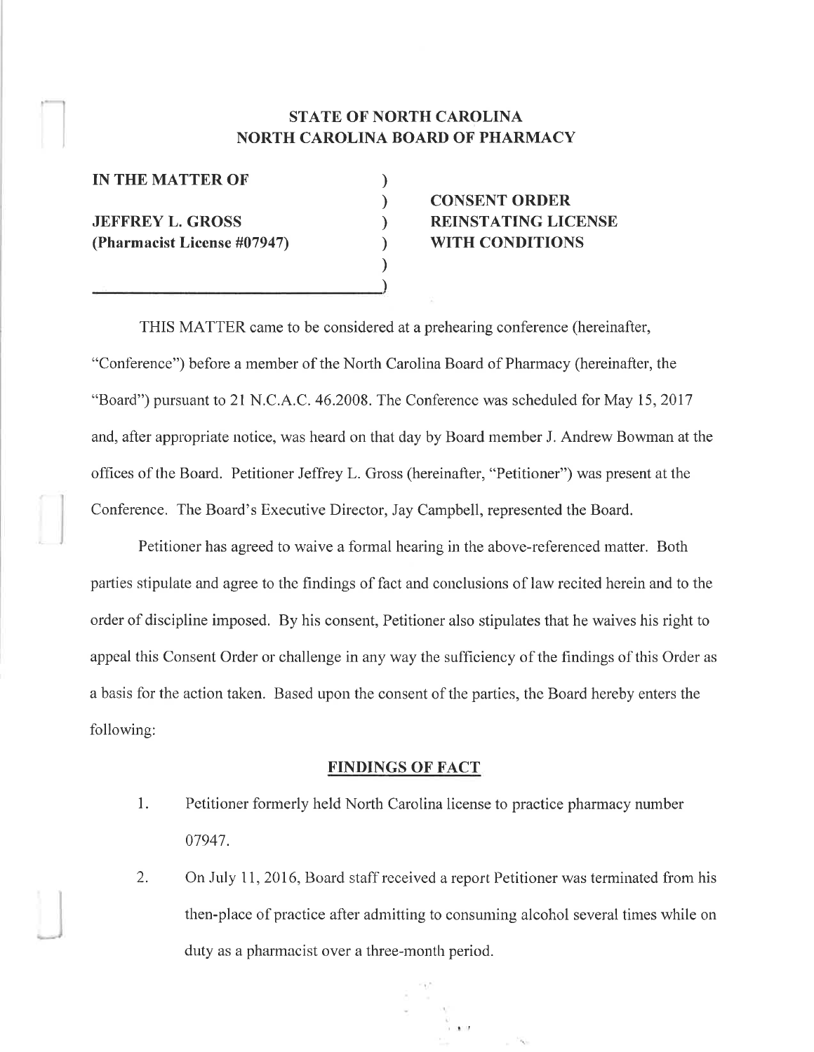**STATE OF NORTH CAROLINA**
**NORTH CAROLINA BOARD OF PHARMACY**

| | | |
|---|---|---|
| **IN THE MATTER OF** | ) | |
| | ) | **CONSENT ORDER** |
| **JEFFREY L. GROSS** | ) | **REINSTATING LICENSE** |
| **(Pharmacist License #07947)** | ) | **WITH CONDITIONS** |
| | ) | |
| | ) | |

THIS MATTER came to be considered at a prehearing conference (hereinafter, "Conference") before a member of the North Carolina Board of Pharmacy (hereinafter, the "Board") pursuant to 21 N.C.A.C. 46.2008. The Conference was scheduled for May 15, 2017 and, after appropriate notice, was heard on that day by Board member J. Andrew Bowman at the offices of the Board. Petitioner Jeffrey L. Gross (hereinafter, "Petitioner") was present at the Conference. The Board's Executive Director, Jay Campbell, represented the Board.

Petitioner has agreed to waive a formal hearing in the above-referenced matter. Both parties stipulate and agree to the findings of fact and conclusions of law recited herein and to the order of discipline imposed. By his consent, Petitioner also stipulates that he waives his right to appeal this Consent Order or challenge in any way the sufficiency of the findings of this Order as a basis for the action taken. Based upon the consent of the parties, the Board hereby enters the following:

## FINDINGS OF FACT

1. Petitioner formerly held North Carolina license to practice pharmacy number 07947.

2. On July 11, 2016, Board staff received a report Petitioner was terminated from his then-place of practice after admitting to consuming alcohol several times while on duty as a pharmacist over a three-month period.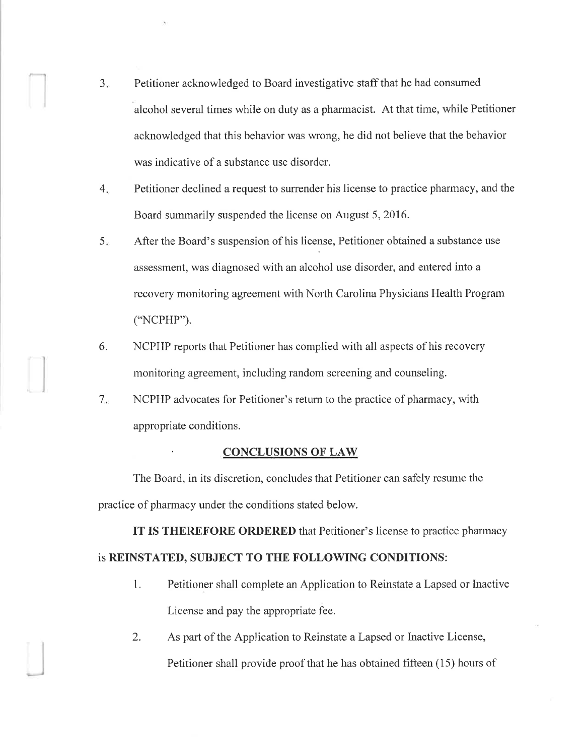3. Petitioner acknowledged to Board investigative staff that he had consumed alcohol several times while on duty as a pharmacist. At that time, while Petitioner acknowledged that this behavior was wrong, he did not believe that the behavior was indicative of a substance use disorder.

4. Petitioner declined a request to surrender his license to practice pharmacy, and the Board summarily suspended the license on August 5, 2016.

5. After the Board's suspension of his license, Petitioner obtained a substance use assessment, was diagnosed with an alcohol use disorder, and entered into a recovery monitoring agreement with North Carolina Physicians Health Program ("NCPHP").

6. NCPHP reports that Petitioner has complied with all aspects of his recovery monitoring agreement, including random screening and counseling.

7. NCPHP advocates for Petitioner's return to the practice of pharmacy, with appropriate conditions.

## CONCLUSIONS OF LAW

The Board, in its discretion, concludes that Petitioner can safely resume the practice of pharmacy under the conditions stated below.

**IT IS THEREFORE ORDERED** that Petitioner's license to practice pharmacy is **REINSTATED, SUBJECT TO THE FOLLOWING CONDITIONS:**

1. Petitioner shall complete an Application to Reinstate a Lapsed or Inactive License and pay the appropriate fee.

2. As part of the Application to Reinstate a Lapsed or Inactive License, Petitioner shall provide proof that he has obtained fifteen (15) hours of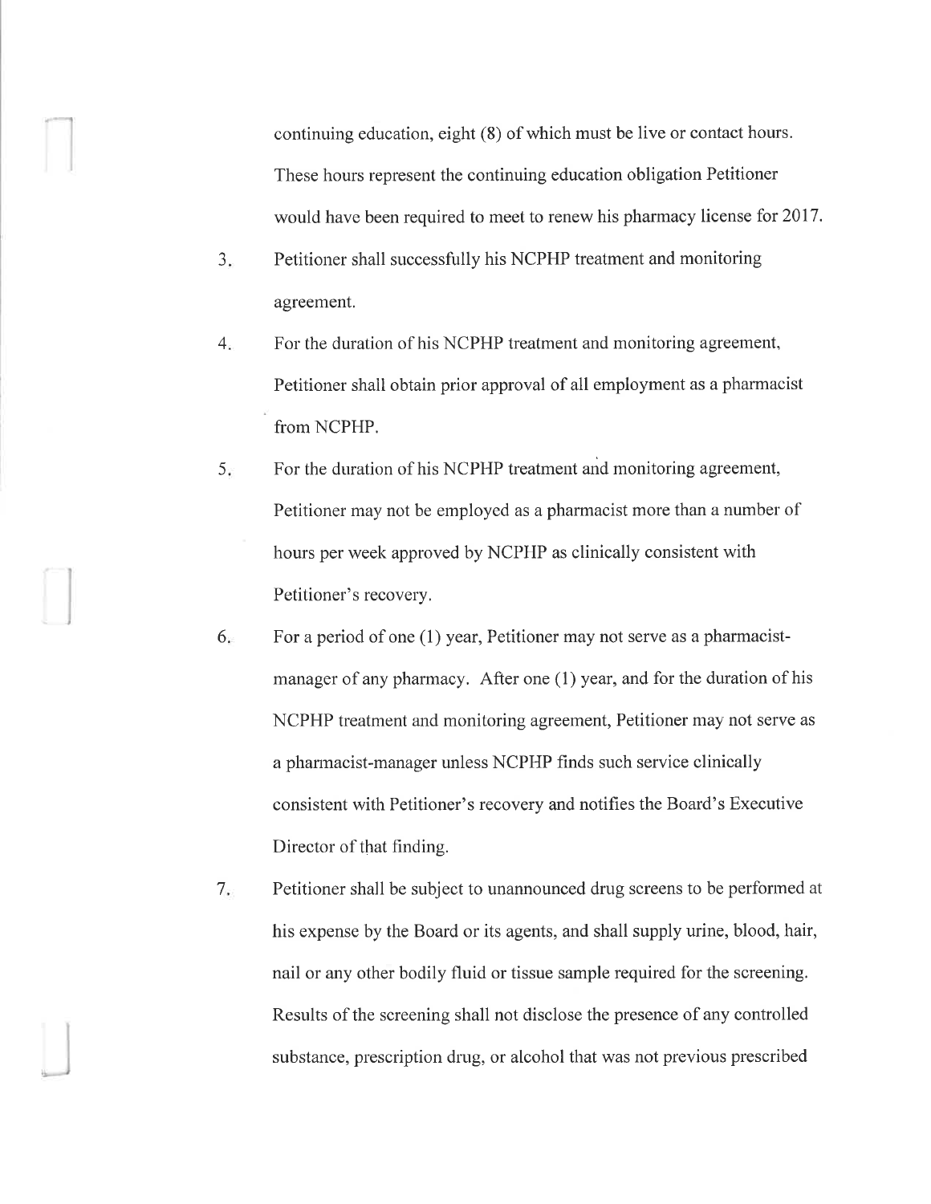continuing education, eight (8) of which must be live or contact hours. These hours represent the continuing education obligation Petitioner would have been required to meet to renew his pharmacy license for 2017.

3. Petitioner shall successfully his NCPHP treatment and monitoring agreement.

4. For the duration of his NCPHP treatment and monitoring agreement, Petitioner shall obtain prior approval of all employment as a pharmacist from NCPHP.

5. For the duration of his NCPHP treatment and monitoring agreement, Petitioner may not be employed as a pharmacist more than a number of hours per week approved by NCPHP as clinically consistent with Petitioner's recovery.

6. For a period of one (1) year, Petitioner may not serve as a pharmacist-manager of any pharmacy. After one (1) year, and for the duration of his NCPHP treatment and monitoring agreement, Petitioner may not serve as a pharmacist-manager unless NCPHP finds such service clinically consistent with Petitioner's recovery and notifies the Board's Executive Director of that finding.

7. Petitioner shall be subject to unannounced drug screens to be performed at his expense by the Board or its agents, and shall supply urine, blood, hair, nail or any other bodily fluid or tissue sample required for the screening. Results of the screening shall not disclose the presence of any controlled substance, prescription drug, or alcohol that was not previous prescribed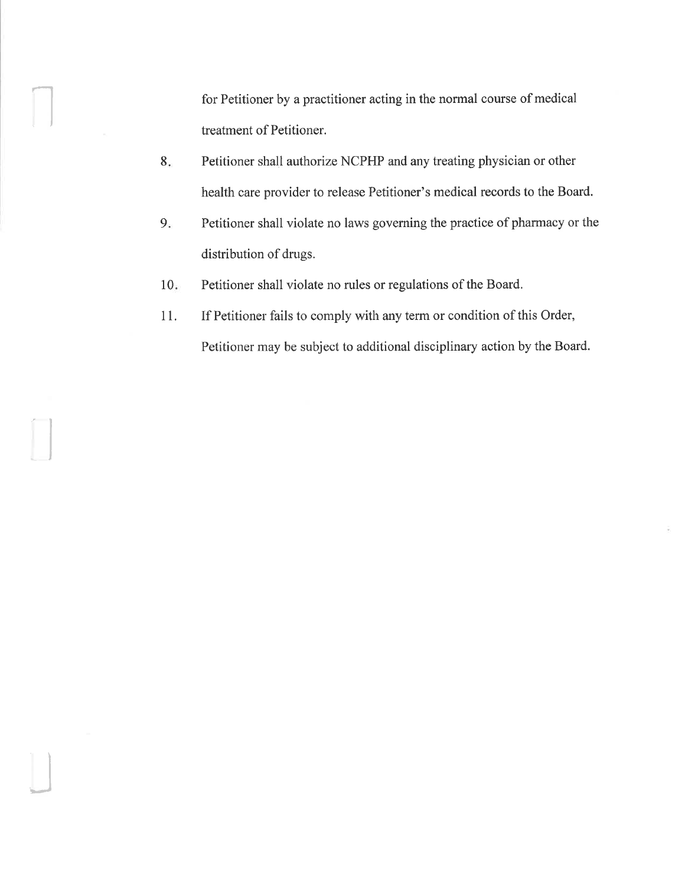for Petitioner by a practitioner acting in the normal course of medical treatment of Petitioner.

8. Petitioner shall authorize NCPHP and any treating physician or other health care provider to release Petitioner's medical records to the Board.

9. Petitioner shall violate no laws governing the practice of pharmacy or the distribution of drugs.

10. Petitioner shall violate no rules or regulations of the Board.

11. If Petitioner fails to comply with any term or condition of this Order, Petitioner may be subject to additional disciplinary action by the Board.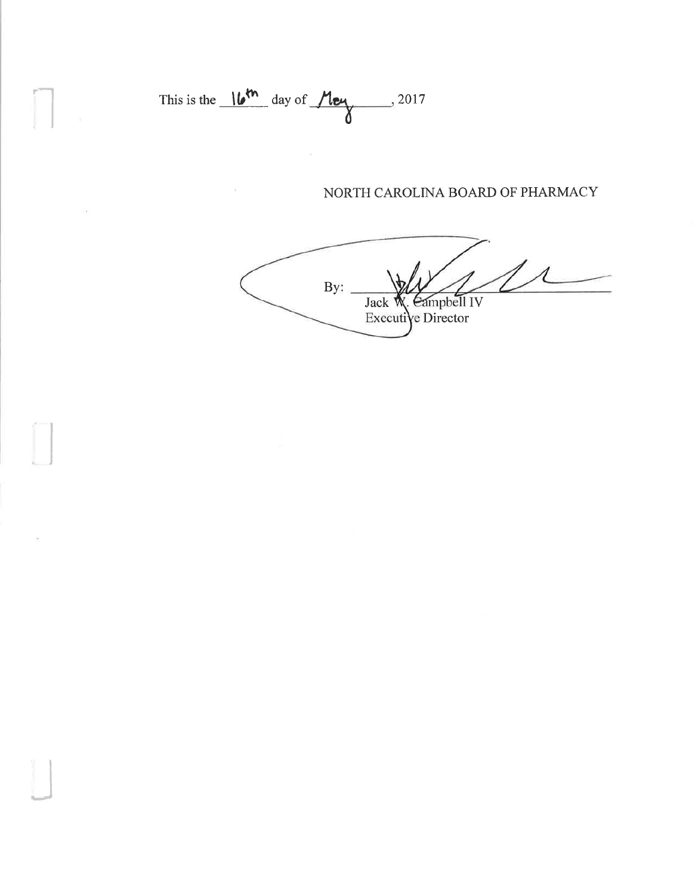This is the 16th day of May, 2017

NORTH CAROLINA BOARD OF PHARMACY

By: ______________________
Jack W. Campbell IV
Executive Director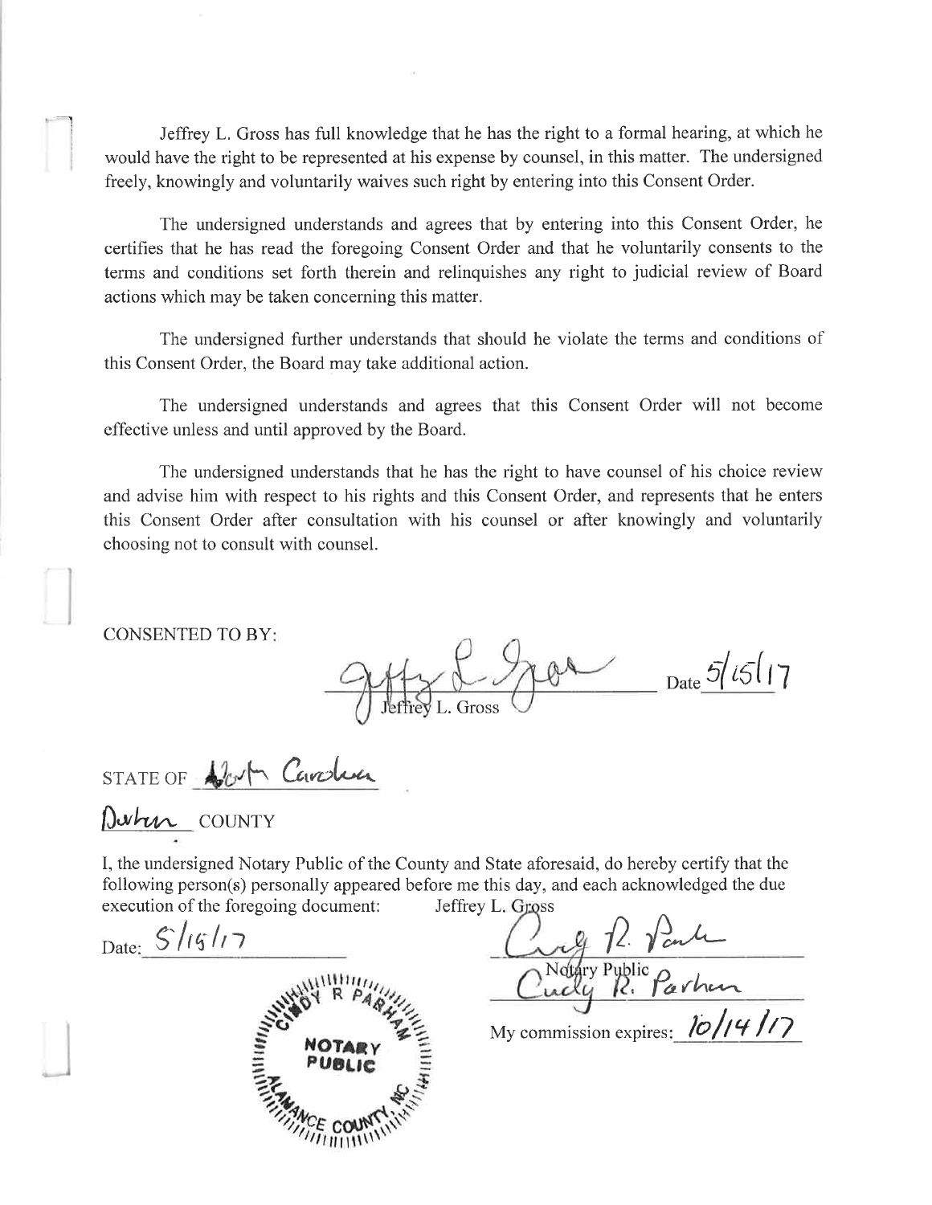Jeffrey L. Gross has full knowledge that he has the right to a formal hearing, at which he would have the right to be represented at his expense by counsel, in this matter. The undersigned freely, knowingly and voluntarily waives such right by entering into this Consent Order.

The undersigned understands and agrees that by entering into this Consent Order, he certifies that he has read the foregoing Consent Order and that he voluntarily consents to the terms and conditions set forth therein and relinquishes any right to judicial review of Board actions which may be taken concerning this matter.

The undersigned further understands that should he violate the terms and conditions of this Consent Order, the Board may take additional action.

The undersigned understands and agrees that this Consent Order will not become effective unless and until approved by the Board.

The undersigned understands that he has the right to have counsel of his choice review and advise him with respect to his rights and this Consent Order, and represents that he enters this Consent Order after consultation with his counsel or after knowingly and voluntarily choosing not to consult with counsel.

CONSENTED TO BY:

Jeffrey L. Gross Date 5/15/17

STATE OF North Carolina

Durham COUNTY

I, the undersigned Notary Public of the County and State aforesaid, do hereby certify that the following person(s) personally appeared before me this day, and each acknowledged the due execution of the foregoing document: Jeffrey L. Gross

Date: 5/15/17

Notary Public

Cindy R. Parham

My commission expires: 10/14/17

CINDY R PARHAM
NOTARY PUBLIC
ALAMANCE COUNTY, NC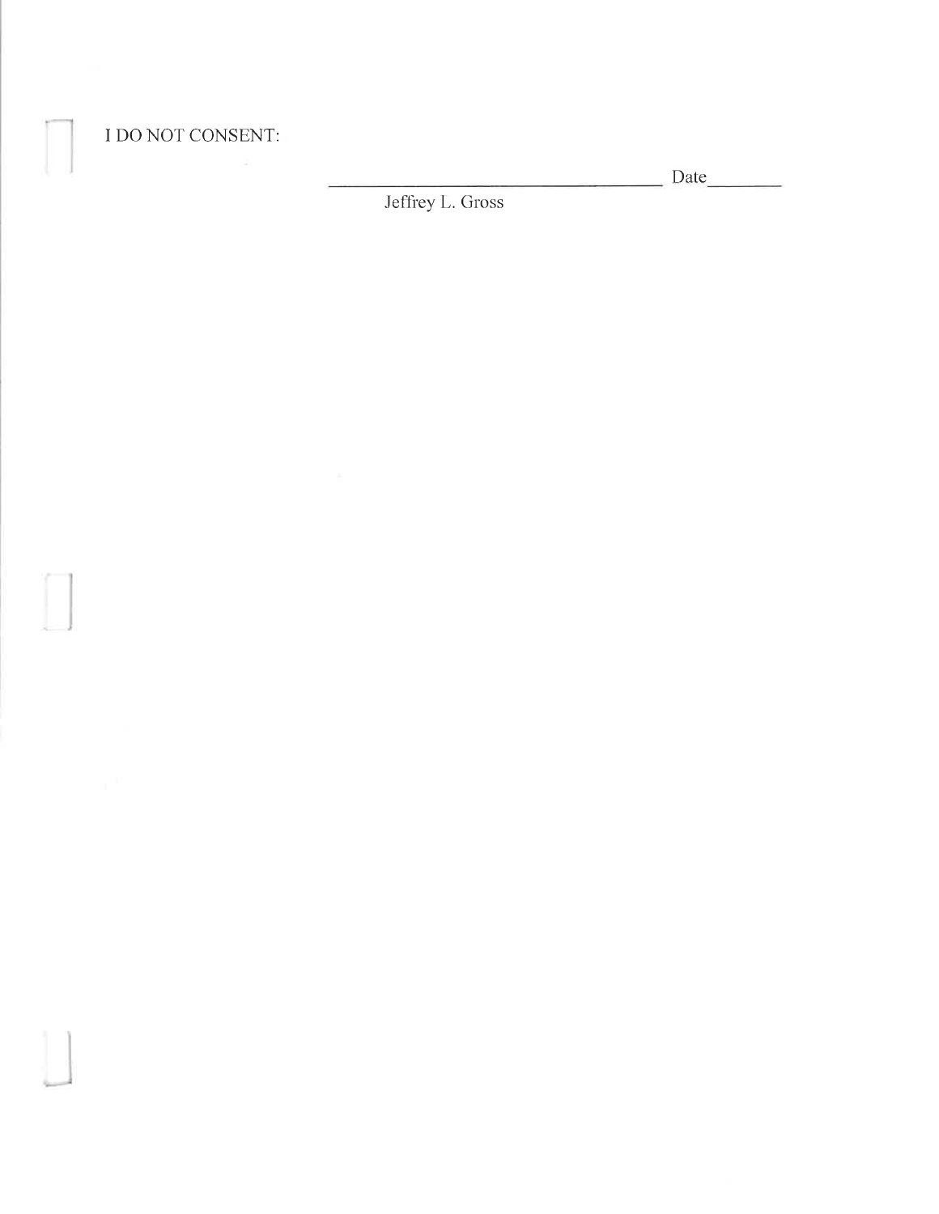I DO NOT CONSENT:

\_\_\_\_\_\_\_\_\_\_\_\_\_\_\_\_\_\_\_\_\_\_\_\_\_\_\_\_\_\_\_\_\_\_\_\_ Date\_\_\_\_\_\_\_\_

Jeffrey L. Gross